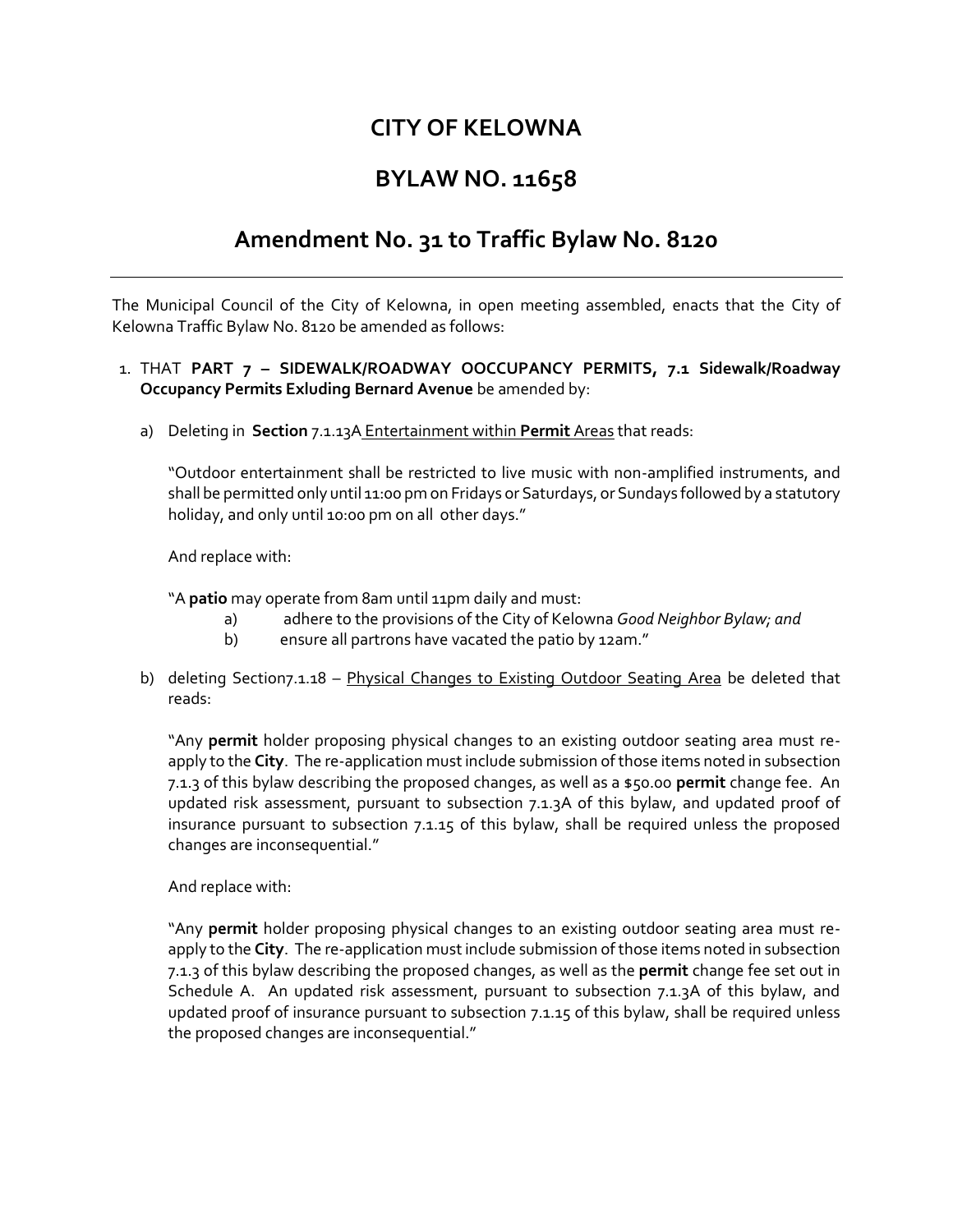# CITY OF KELOWNA

# BYLAW NO. 11658

## Amendment No. 31 to Traffic Bylaw No. 8120

---

The Municipal Council of the City of Kelowna, in open meeting assembled, enacts that the City of Kelowna Traffic Bylaw No. 8120 be amended as follows:

1. THAT **PART 7 – SIDEWALK/ROADWAY OOCCUPANCY PERMITS, 7.1 Sidewalk/Roadway Occupancy Permits Exluding Bernard Avenue** be amended by:

   a) Deleting in **Section** 7.1.13A <u>Entertainment within **Permit** Areas</u> that reads:

      "Outdoor entertainment shall be restricted to live music with non-amplified instruments, and shall be permitted only until 11:00 pm on Fridays or Saturdays, or Sundays followed by a statutory holiday, and only until 10:00 pm on all other days."

      And replace with:

      "A **patio** may operate from 8am until 11pm daily and must:

      a) adhere to the provisions of the City of Kelowna *Good Neighbor Bylaw; and*

      b) ensure all partrons have vacated the patio by 12am."

   b) deleting Section7.1.18 – <u>Physical Changes to Existing Outdoor Seating Area</u> be deleted that reads:

      "Any **permit** holder proposing physical changes to an existing outdoor seating area must re-apply to the **City**. The re-application must include submission of those items noted in subsection 7.1.3 of this bylaw describing the proposed changes, as well as a $50.00 **permit** change fee. An updated risk assessment, pursuant to subsection 7.1.3A of this bylaw, and updated proof of insurance pursuant to subsection 7.1.15 of this bylaw, shall be required unless the proposed changes are inconsequential."

      And replace with:

      "Any **permit** holder proposing physical changes to an existing outdoor seating area must re-apply to the **City**. The re-application must include submission of those items noted in subsection 7.1.3 of this bylaw describing the proposed changes, as well as the **permit** change fee set out in Schedule A. An updated risk assessment, pursuant to subsection 7.1.3A of this bylaw, and updated proof of insurance pursuant to subsection 7.1.15 of this bylaw, shall be required unless the proposed changes are inconsequential."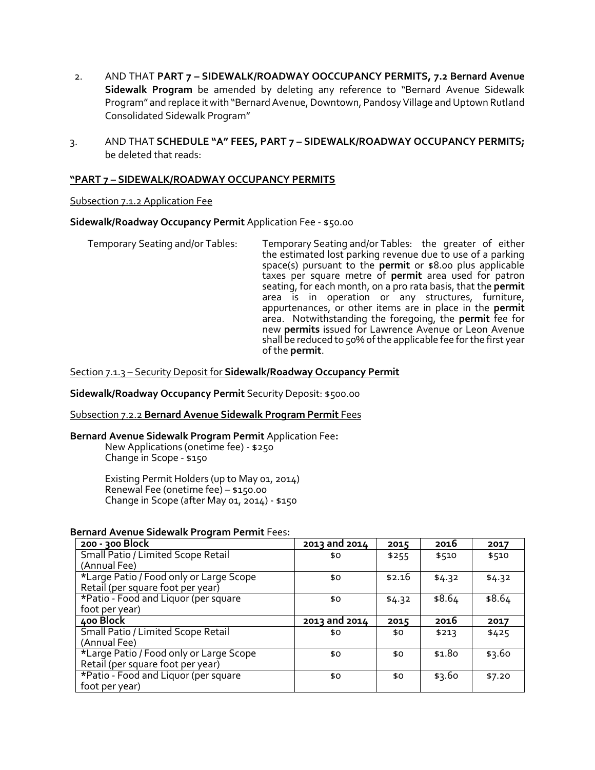2. AND THAT **PART 7 – SIDEWALK/ROADWAY OOCCUPANCY PERMITS, 7.2 Bernard Avenue Sidewalk Program** be amended by deleting any reference to "Bernard Avenue Sidewalk Program" and replace it with "Bernard Avenue, Downtown, Pandosy Village and Uptown Rutland Consolidated Sidewalk Program"

3. AND THAT **SCHEDULE "A" FEES, PART 7 – SIDEWALK/ROADWAY OCCUPANCY PERMITS;** be deleted that reads:

**"PART 7 – SIDEWALK/ROADWAY OCCUPANCY PERMITS**

Subsection 7.1.2 Application Fee

**Sidewalk/Roadway Occupancy Permit** Application Fee - $50.00

Temporary Seating and/or Tables: Temporary Seating and/or Tables: the greater of either the estimated lost parking revenue due to use of a parking space(s) pursuant to the **permit** or $8.00 plus applicable taxes per square metre of **permit** area used for patron seating, for each month, on a pro rata basis, that the **permit** area is in operation or any structures, furniture, appurtenances, or other items are in place in the **permit** area. Notwithstanding the foregoing, the **permit** fee for new **permits** issued for Lawrence Avenue or Leon Avenue shall be reduced to 50% of the applicable fee for the first year of the **permit**.

Section 7.1.3 – Security Deposit for **Sidewalk/Roadway Occupancy Permit**

**Sidewalk/Roadway Occupancy Permit** Security Deposit: $500.00

Subsection 7.2.2 **Bernard Avenue Sidewalk Program Permit** Fees

**Bernard Avenue Sidewalk Program Permit** Application Fee**:**

New Applications (onetime fee) - $250
Change in Scope - $150

Existing Permit Holders (up to May 01, 2014)
Renewal Fee (onetime fee) – $150.00
Change in Scope (after May 01, 2014) - $150

**Bernard Avenue Sidewalk Program Permit** Fees**:**

| 200 - 300 Block | 2013 and 2014 | 2015 | 2016 | 2017 |
|---|---|---|---|---|
| Small Patio / Limited Scope Retail (Annual Fee) | $0 | $255 | $510 | $510 |
| *Large Patio / Food only or Large Scope Retail (per square foot per year) | $0 | $2.16 | $4.32 | $4.32 |
| *Patio - Food and Liquor (per square foot per year) | $0 | $4.32 | $8.64 | $8.64 |
| **400 Block** | **2013 and 2014** | **2015** | **2016** | **2017** |
| Small Patio / Limited Scope Retail (Annual Fee) | $0 | $0 | $213 | $425 |
| *Large Patio / Food only or Large Scope Retail (per square foot per year) | $0 | $0 | $1.80 | $3.60 |
| *Patio - Food and Liquor (per square foot per year) | $0 | $0 | $3.60 | $7.20 |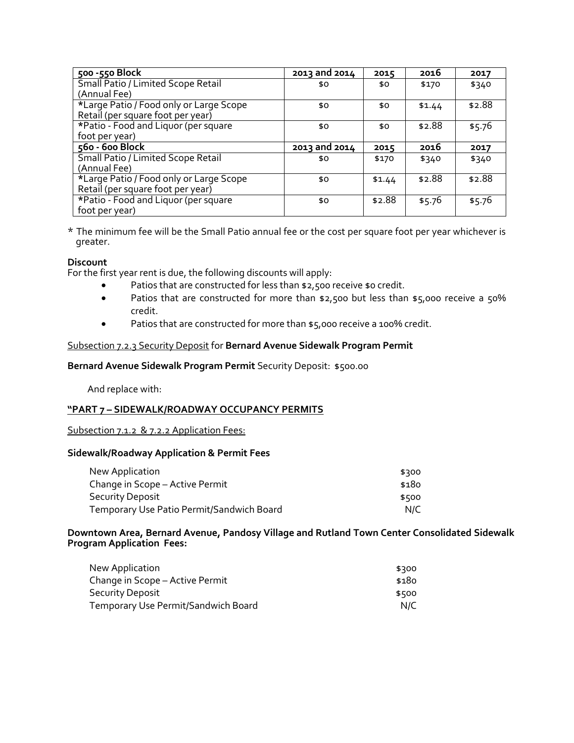| 500 -550 Block | 2013 and 2014 | 2015 | 2016 | 2017 |
|---|---|---|---|---|
| Small Patio / Limited Scope Retail (Annual Fee) | $0 | $0 | $170 | $340 |
| *Large Patio / Food only or Large Scope Retail (per square foot per year) | $0 | $0 | $1.44 | $2.88 |
| *Patio - Food and Liquor (per square foot per year) | $0 | $0 | $2.88 | $5.76 |
| **560 - 600 Block** | **2013 and 2014** | **2015** | **2016** | **2017** |
| Small Patio / Limited Scope Retail (Annual Fee) | $0 | $170 | $340 | $340 |
| *Large Patio / Food only or Large Scope Retail (per square foot per year) | $0 | $1.44 | $2.88 | $2.88 |
| *Patio - Food and Liquor (per square foot per year) | $0 | $2.88 | $5.76 | $5.76 |

\* The minimum fee will be the Small Patio annual fee or the cost per square foot per year whichever is greater.

**Discount**

For the first year rent is due, the following discounts will apply:

- Patios that are constructed for less than $2,500 receive $0 credit.
- Patios that are constructed for more than $2,500 but less than $5,000 receive a 50% credit.
- Patios that are constructed for more than $5,000 receive a 100% credit.

Subsection 7.2.3 Security Deposit for **Bernard Avenue Sidewalk Program Permit**

**Bernard Avenue Sidewalk Program Permit** Security Deposit: $500.00

And replace with:

**"PART 7 – SIDEWALK/ROADWAY OCCUPANCY PERMITS**

Subsection 7.1.2 & 7.2.2 Application Fees:

**Sidewalk/Roadway Application & Permit Fees**

| | |
|---|---|
| New Application | $300 |
| Change in Scope – Active Permit | $180 |
| Security Deposit | $500 |
| Temporary Use Patio Permit/Sandwich Board | N/C |

**Downtown Area, Bernard Avenue, Pandosy Village and Rutland Town Center Consolidated Sidewalk Program Application Fees:**

| | |
|---|---|
| New Application | $300 |
| Change in Scope – Active Permit | $180 |
| Security Deposit | $500 |
| Temporary Use Permit/Sandwich Board | N/C |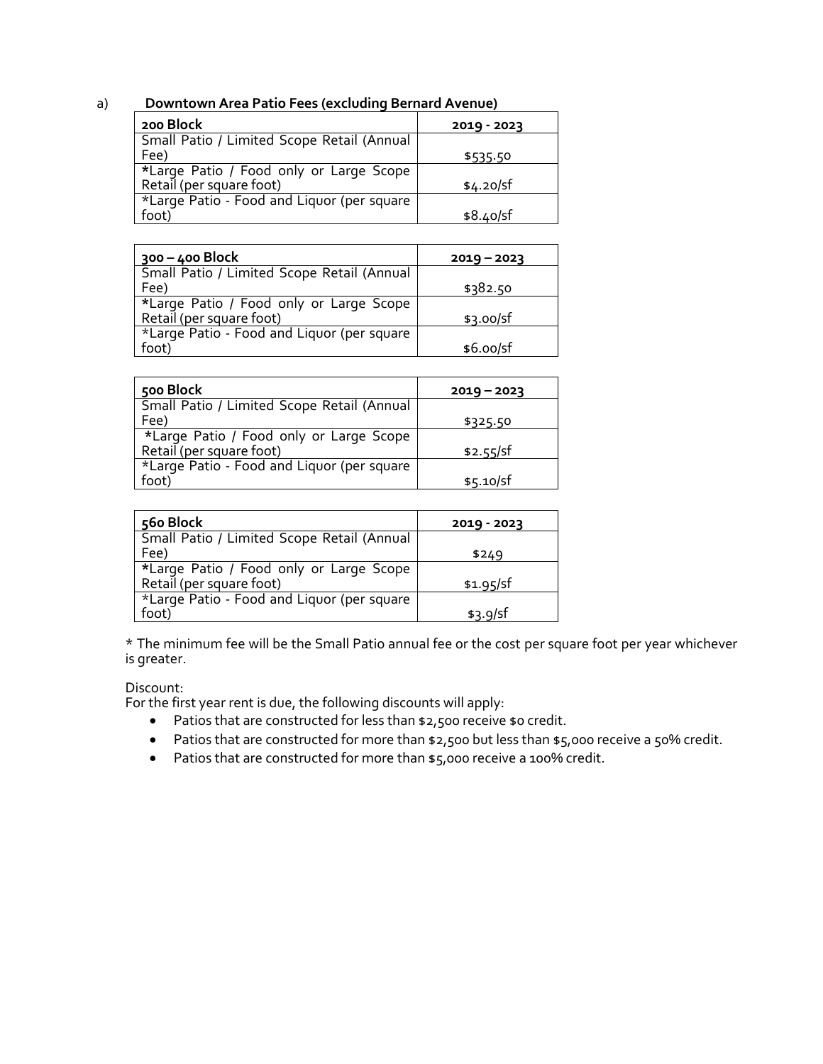a) **Downtown Area Patio Fees (excluding Bernard Avenue)**

| **200 Block** | **2019 - 2023** |
| --- | --- |
| Small Patio / Limited Scope Retail (Annual Fee) | $535.50 |
| *Large Patio / Food only or Large Scope Retail (per square foot) | $4.20/sf |
| *Large Patio - Food and Liquor (per square foot) | $8.40/sf |

| **300 – 400 Block** | **2019 – 2023** |
| --- | --- |
| Small Patio / Limited Scope Retail (Annual Fee) | $382.50 |
| *Large Patio / Food only or Large Scope Retail (per square foot) | $3.00/sf |
| *Large Patio - Food and Liquor (per square foot) | $6.00/sf |

| **500 Block** | **2019 – 2023** |
| --- | --- |
| Small Patio / Limited Scope Retail (Annual Fee) | $325.50 |
| *Large Patio / Food only or Large Scope Retail (per square foot) | $2.55/sf |
| *Large Patio - Food and Liquor (per square foot) | $5.10/sf |

| **560 Block** | **2019 - 2023** |
| --- | --- |
| Small Patio / Limited Scope Retail (Annual Fee) | $249 |
| *Large Patio / Food only or Large Scope Retail (per square foot) | $1.95/sf |
| *Large Patio - Food and Liquor (per square foot) | $3.9/sf |

* The minimum fee will be the Small Patio annual fee or the cost per square foot per year whichever is greater.

Discount:
For the first year rent is due, the following discounts will apply:

- Patios that are constructed for less than $2,500 receive $0 credit.
- Patios that are constructed for more than $2,500 but less than $5,000 receive a 50% credit.
- Patios that are constructed for more than $5,000 receive a 100% credit.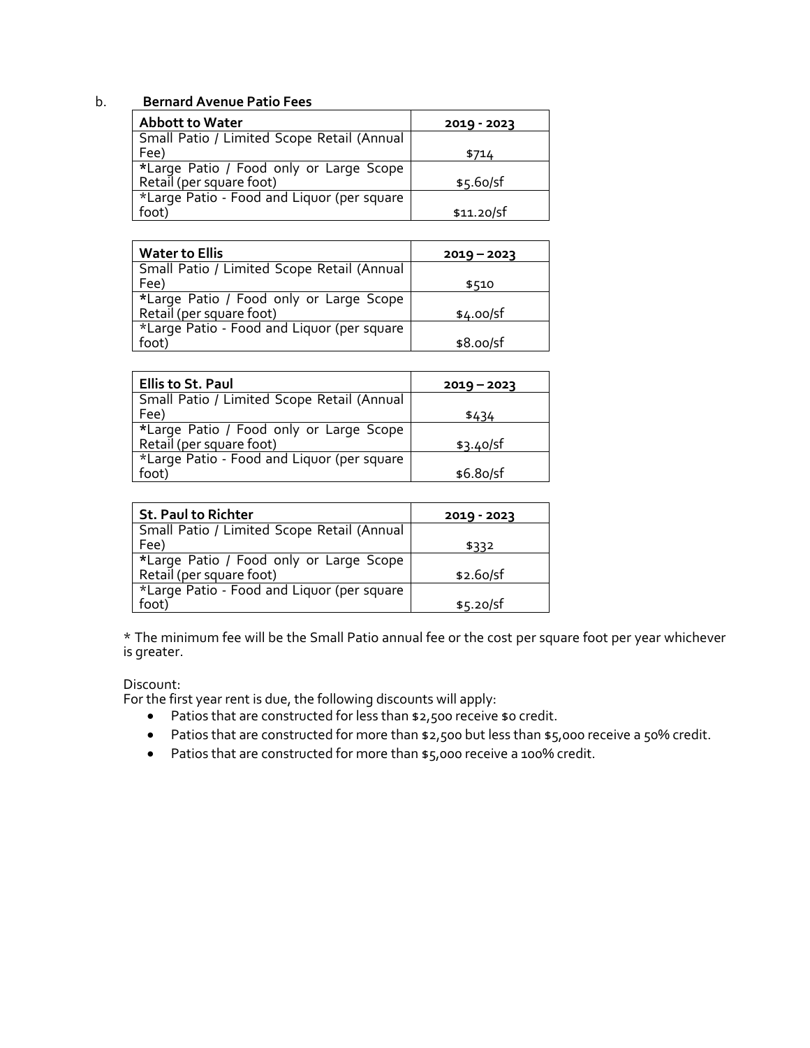b. **Bernard Avenue Patio Fees**

| Abbott to Water | 2019 - 2023 |
|---|---|
| Small Patio / Limited Scope Retail (Annual Fee) | $714 |
| *Large Patio / Food only or Large Scope Retail (per square foot) | $5.60/sf |
| *Large Patio - Food and Liquor (per square foot) | $11.20/sf |

| Water to Ellis | 2019 – 2023 |
|---|---|
| Small Patio / Limited Scope Retail (Annual Fee) | $510 |
| *Large Patio / Food only or Large Scope Retail (per square foot) | $4.00/sf |
| *Large Patio - Food and Liquor (per square foot) | $8.00/sf |

| Ellis to St. Paul | 2019 – 2023 |
|---|---|
| Small Patio / Limited Scope Retail (Annual Fee) | $434 |
| *Large Patio / Food only or Large Scope Retail (per square foot) | $3.40/sf |
| *Large Patio - Food and Liquor (per square foot) | $6.80/sf |

| St. Paul to Richter | 2019 - 2023 |
|---|---|
| Small Patio / Limited Scope Retail (Annual Fee) | $332 |
| *Large Patio / Food only or Large Scope Retail (per square foot) | $2.60/sf |
| *Large Patio - Food and Liquor (per square foot) | $5.20/sf |

* The minimum fee will be the Small Patio annual fee or the cost per square foot per year whichever is greater.

Discount:
For the first year rent is due, the following discounts will apply:

- Patios that are constructed for less than $2,500 receive $0 credit.
- Patios that are constructed for more than $2,500 but less than $5,000 receive a 50% credit.
- Patios that are constructed for more than $5,000 receive a 100% credit.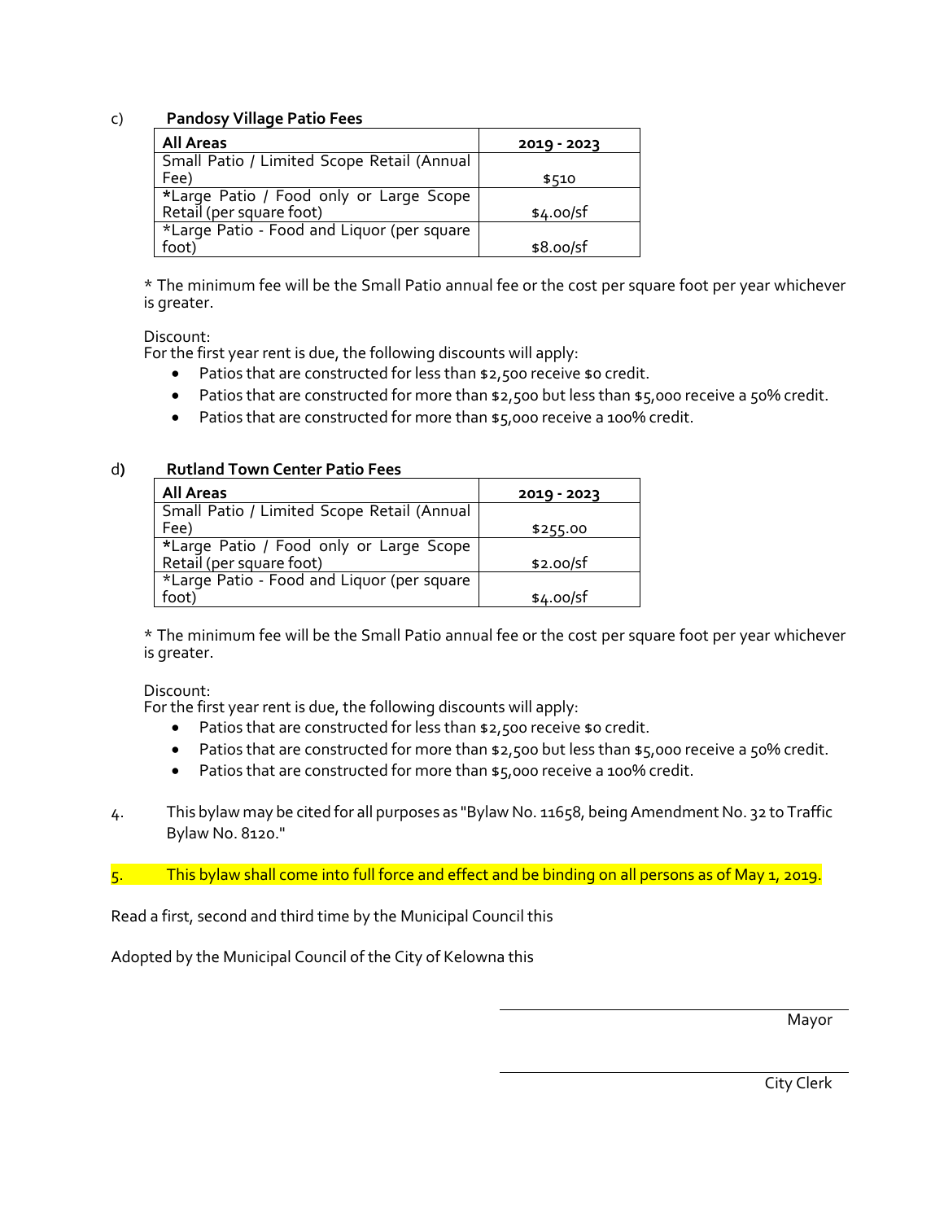c) **Pandosy Village Patio Fees**

| All Areas | 2019 - 2023 |
|---|---|
| Small Patio / Limited Scope Retail (Annual Fee) | $510 |
| *Large Patio / Food only or Large Scope Retail (per square foot) | $4.00/sf |
| *Large Patio - Food and Liquor (per square foot) | $8.00/sf |

* The minimum fee will be the Small Patio annual fee or the cost per square foot per year whichever is greater.

Discount:
For the first year rent is due, the following discounts will apply:

- Patios that are constructed for less than $2,500 receive $0 credit.
- Patios that are constructed for more than $2,500 but less than $5,000 receive a 50% credit.
- Patios that are constructed for more than $5,000 receive a 100% credit.

d) **Rutland Town Center Patio Fees**

| All Areas | 2019 - 2023 |
|---|---|
| Small Patio / Limited Scope Retail (Annual Fee) | $255.00 |
| *Large Patio / Food only or Large Scope Retail (per square foot) | $2.00/sf |
| *Large Patio - Food and Liquor (per square foot) | $4.00/sf |

* The minimum fee will be the Small Patio annual fee or the cost per square foot per year whichever is greater.

Discount:
For the first year rent is due, the following discounts will apply:

- Patios that are constructed for less than $2,500 receive $0 credit.
- Patios that are constructed for more than $2,500 but less than $5,000 receive a 50% credit.
- Patios that are constructed for more than $5,000 receive a 100% credit.

4. This bylaw may be cited for all purposes as "Bylaw No. 11658, being Amendment No. 32 to Traffic Bylaw No. 8120."

5. This bylaw shall come into full force and effect and be binding on all persons as of May 1, 2019.

Read a first, second and third time by the Municipal Council this

Adopted by the Municipal Council of the City of Kelowna this

Mayor

City Clerk